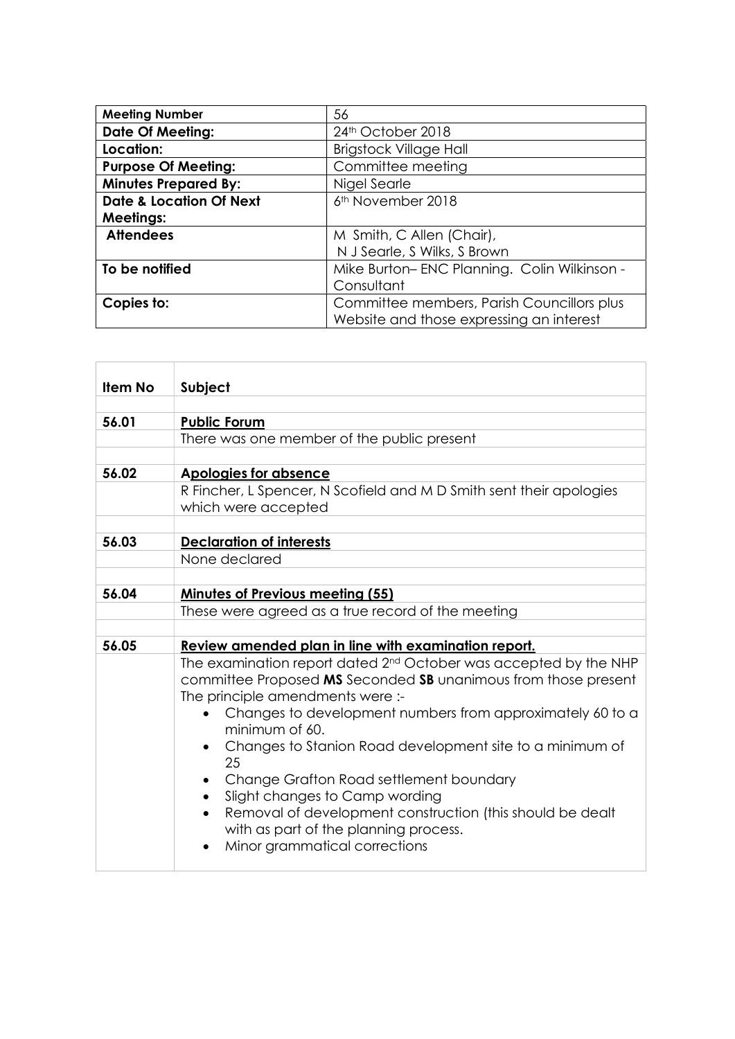| **Meeting Number** | 56 |
| --- | --- |
| **Date Of Meeting:** | 24th October 2018 |
| **Location:** | Brigstock Village Hall |
| **Purpose Of Meeting:** | Committee meeting |
| **Minutes Prepared By:** | Nigel Searle |
| **Date & Location Of Next Meetings:** | 6th November 2018 |
| **Attendees** | M Smith, C Allen (Chair), N J Searle, S Wilks, S Brown |
| **To be notified** | Mike Burton– ENC Planning. Colin Wilkinson - Consultant |
| **Copies to:** | Committee members, Parish Councillors plus Website and those expressing an interest |

| **Item No** | **Subject** |
| --- | --- |
| | |
| **56.01** | **Public Forum** |
| | There was one member of the public present |
| | |
| **56.02** | **Apologies for absence** |
| | R Fincher, L Spencer, N Scofield and M D Smith sent their apologies which were accepted |
| | |
| **56.03** | **Declaration of interests** |
| | None declared |
| | |
| **56.04** | **Minutes of Previous meeting (55)** |
| | These were agreed as a true record of the meeting |
| | |
| **56.05** | **Review amended plan in line with examination report.** |
| | The examination report dated 2nd October was accepted by the NHP committee Proposed **MS** Seconded **SB** unanimous from those present The principle amendments were :- <br>• Changes to development numbers from approximately 60 to a minimum of 60. <br>• Changes to Stanion Road development site to a minimum of 25 <br>• Change Grafton Road settlement boundary <br>• Slight changes to Camp wording <br>• Removal of development construction (this should be dealt with as part of the planning process. <br>• Minor grammatical corrections |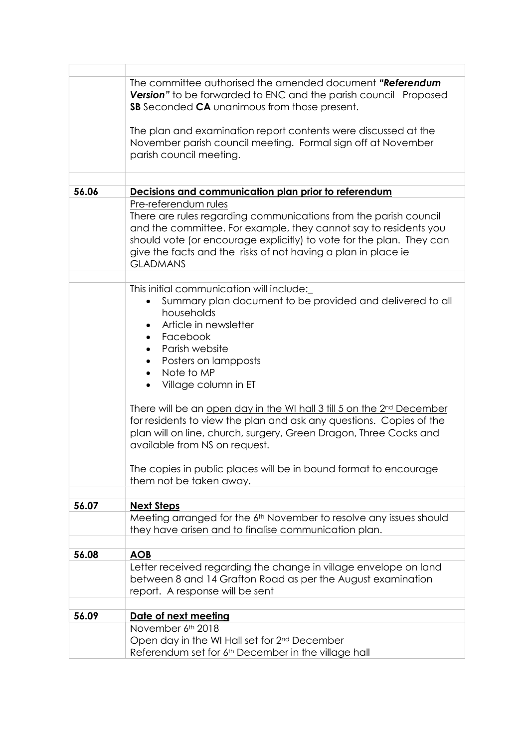| | |
|---|---|
| | The committee authorised the amended document ***"Referendum Version"*** to be forwarded to ENC and the parish council Proposed **SB** Seconded **CA** unanimous from those present.<br><br>The plan and examination report contents were discussed at the November parish council meeting. Formal sign off at November parish council meeting. |
| | |
| **56.06** | **Decisions and communication plan prior to referendum** |
| | Pre-referendum rules<br>There are rules regarding communications from the parish council and the committee. For example, they cannot say to residents you should vote (or encourage explicitly) to vote for the plan. They can give the facts and the risks of not having a plan in place ie GLADMANS |
| | |
| | This initial communication will include:_<br>• Summary plan document to be provided and delivered to all households<br>• Article in newsletter<br>• Facebook<br>• Parish website<br>• Posters on lampposts<br>• Note to MP<br>• Village column in ET<br><br>There will be an open day in the WI hall 3 till 5 on the 2nd December for residents to view the plan and ask any questions. Copies of the plan will on line, church, surgery, Green Dragon, Three Cocks and available from NS on request.<br><br>The copies in public places will be in bound format to encourage them not be taken away. |
| | |
| **56.07** | **Next Steps** |
| | Meeting arranged for the 6th November to resolve any issues should they have arisen and to finalise communication plan. |
| | |
| **56.08** | **AOB** |
| | Letter received regarding the change in village envelope on land between 8 and 14 Grafton Road as per the August examination report. A response will be sent |
| | |
| **56.09** | **Date of next meeting** |
| | November 6th 2018<br>Open day in the WI Hall set for 2nd December<br>Referendum set for 6th December in the village hall |